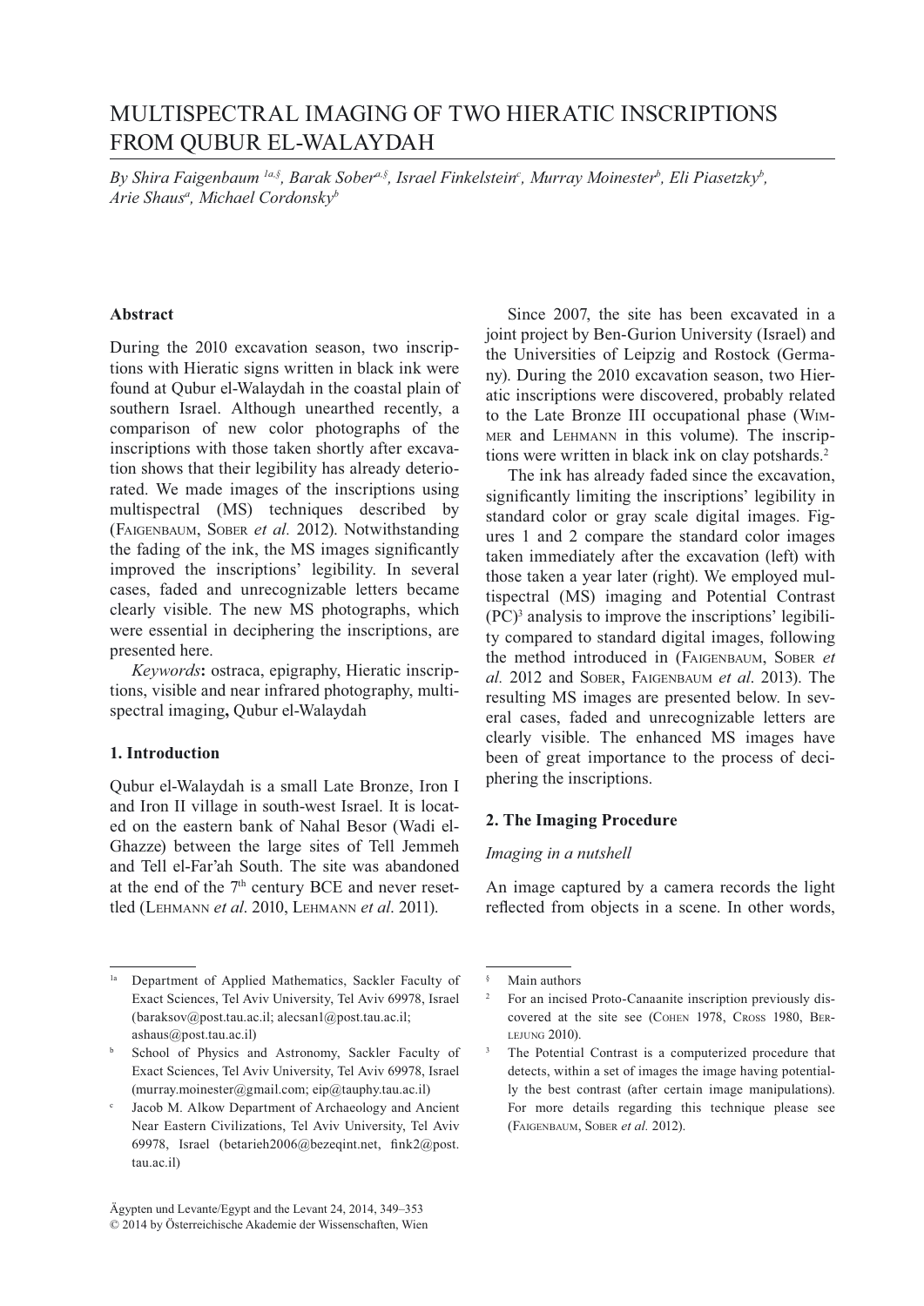# MULTISPECTRAL IMAGING OF TWO HIERATIC INSCRIPTIONS FROM QUBUR EL-WALAYDAH

*By Shira Faigenbaum [1a,§], Barak Sober[a,§], Israel Finkelstein[c], Murray Moinester[b], Eli Piasetzky[b], Arie Shaus[a], Michael Cordonsky[b]*

**Abstract**

During the 2010 excavation season, two inscriptions with Hieratic signs written in black ink were found at Qubur el-Walaydah in the coastal plain of southern Israel. Although unearthed recently, a comparison of new color photographs of the inscriptions with those taken shortly after excavation shows that their legibility has already deteriorated. We made images of the inscriptions using multispectral (MS) techniques described by (Faigenbaum, Sober *et al.* 2012). Notwithstanding the fading of the ink, the MS images significantly improved the inscriptions' legibility. In several cases, faded and unrecognizable letters became clearly visible. The new MS photographs, which were essential in deciphering the inscriptions, are presented here.

*Keywords***:** ostraca, epigraphy, Hieratic inscriptions, visible and near infrared photography, multispectral imaging**,** Qubur el-Walaydah

**1. Introduction**

Qubur el-Walaydah is a small Late Bronze, Iron I and Iron II village in south-west Israel. It is located on the eastern bank of Nahal Besor (Wadi el-Ghazze) between the large sites of Tell Jemmeh and Tell el-Far'ah South. The site was abandoned at the end of the 7[th] century BCE and never resettled (Lehmann *et al*. 2010, Lehmann *et al*. 2011).

Since 2007, the site has been excavated in a joint project by Ben-Gurion University (Israel) and the Universities of Leipzig and Rostock (Germany). During the 2010 excavation season, two Hieratic inscriptions were discovered, probably related to the Late Bronze III occupational phase (Wimmer and Lehmann in this volume). The inscriptions were written in black ink on clay potshards.[2]

The ink has already faded since the excavation, significantly limiting the inscriptions' legibility in standard color or gray scale digital images. Figures 1 and 2 compare the standard color images taken immediately after the excavation (left) with those taken a year later (right). We employed multispectral (MS) imaging and Potential Contrast (PC)[3] analysis to improve the inscriptions' legibility compared to standard digital images, following the method introduced in (Faigenbaum, Sober *et al.* 2012 and Sober, Faigenbaum *et al*. 2013). The resulting MS images are presented below. In several cases, faded and unrecognizable letters are clearly visible. The enhanced MS images have been of great importance to the process of deciphering the inscriptions.

**2. The Imaging Procedure**

*Imaging in a nutshell*

An image captured by a camera records the light reflected from objects in a scene. In other words,

---

[1a] Department of Applied Mathematics, Sackler Faculty of Exact Sciences, Tel Aviv University, Tel Aviv 69978, Israel (baraksov@post.tau.ac.il; alecsan1@post.tau.ac.il; ashaus@post.tau.ac.il)

[b] School of Physics and Astronomy, Sackler Faculty of Exact Sciences, Tel Aviv University, Tel Aviv 69978, Israel (murray.moinester@gmail.com; eip@tauphy.tau.ac.il)

[c] Jacob M. Alkow Department of Archaeology and Ancient Near Eastern Civilizations, Tel Aviv University, Tel Aviv 69978, Israel (betarieh2006@bezeqint.net, fink2@post.tau.ac.il)

[§] Main authors

[2] For an incised Proto-Canaanite inscription previously discovered at the site see (Cohen 1978, Cross 1980, Berlejung 2010).

[3] The Potential Contrast is a computerized procedure that detects, within a set of images the image having potentially the best contrast (after certain image manipulations). For more details regarding this technique please see (Faigenbaum, Sober *et al.* 2012).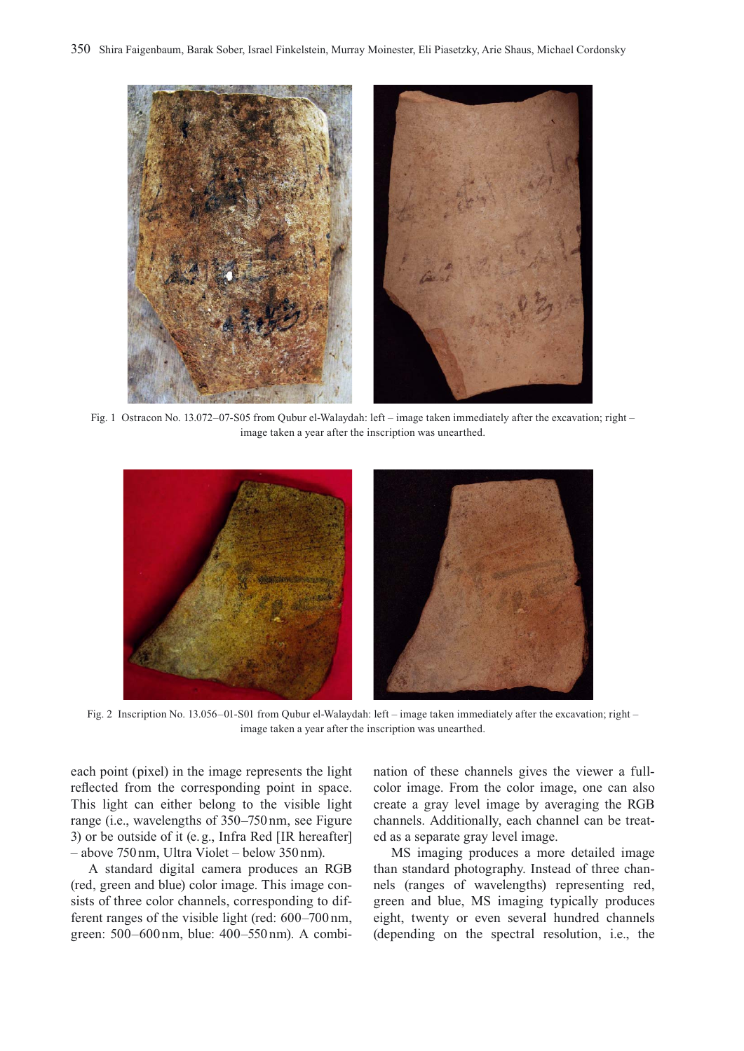Fig. 1 Ostracon No. 13.072–07-S05 from Qubur el-Walaydah: left – image taken immediately after the excavation; right – image taken a year after the inscription was unearthed.

Fig. 2 Inscription No. 13.056–01-S01 from Qubur el-Walaydah: left – image taken immediately after the excavation; right – image taken a year after the inscription was unearthed.

each point (pixel) in the image represents the light reflected from the corresponding point in space. This light can either belong to the visible light range (i.e., wavelengths of 350–750 nm, see Figure 3) or be outside of it (e.g., Infra Red [IR hereafter] – above 750 nm, Ultra Violet – below 350 nm).

A standard digital camera produces an RGB (red, green and blue) color image. This image consists of three color channels, corresponding to different ranges of the visible light (red: 600–700 nm, green: 500–600 nm, blue: 400–550 nm). A combination of these channels gives the viewer a full-color image. From the color image, one can also create a gray level image by averaging the RGB channels. Additionally, each channel can be treated as a separate gray level image.

MS imaging produces a more detailed image than standard photography. Instead of three channels (ranges of wavelengths) representing red, green and blue, MS imaging typically produces eight, twenty or even several hundred channels (depending on the spectral resolution, i.e., the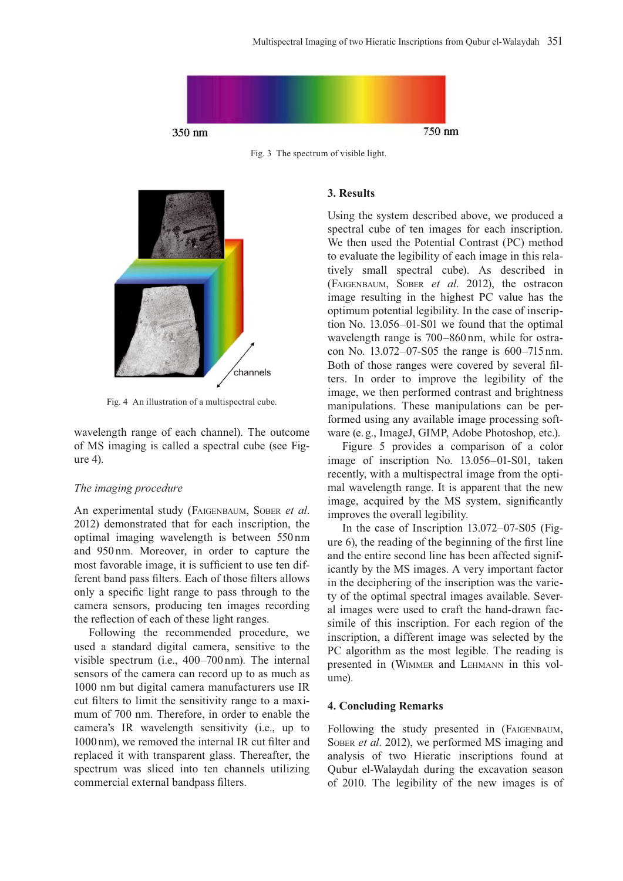350 nm 750 nm

Fig. 3 The spectrum of visible light.

Fig. 4 An illustration of a multispectral cube.

wavelength range of each channel). The outcome of MS imaging is called a spectral cube (see Figure 4).

*The imaging procedure*

An experimental study (Faigenbaum, Sober *et al.* 2012) demonstrated that for each inscription, the optimal imaging wavelength is between 550 nm and 950 nm. Moreover, in order to capture the most favorable image, it is sufficient to use ten different band pass filters. Each of those filters allows only a specific light range to pass through to the camera sensors, producing ten images recording the reflection of each of these light ranges.

Following the recommended procedure, we used a standard digital camera, sensitive to the visible spectrum (i.e., 400–700 nm). The internal sensors of the camera can record up to as much as 1000 nm but digital camera manufacturers use IR cut filters to limit the sensitivity range to a maximum of 700 nm. Therefore, in order to enable the camera's IR wavelength sensitivity (i.e., up to 1000 nm), we removed the internal IR cut filter and replaced it with transparent glass. Thereafter, the spectrum was sliced into ten channels utilizing commercial external bandpass filters.

## 3. Results

Using the system described above, we produced a spectral cube of ten images for each inscription. We then used the Potential Contrast (PC) method to evaluate the legibility of each image in this relatively small spectral cube). As described in (Faigenbaum, Sober *et al.* 2012), the ostracon image resulting in the highest PC value has the optimum potential legibility. In the case of inscription No. 13.056–01-S01 we found that the optimal wavelength range is 700–860 nm, while for ostracon No. 13.072–07-S05 the range is 600–715 nm. Both of those ranges were covered by several filters. In order to improve the legibility of the image, we then performed contrast and brightness manipulations. These manipulations can be performed using any available image processing software (e. g., ImageJ, GIMP, Adobe Photoshop, etc.).

Figure 5 provides a comparison of a color image of inscription No. 13.056–01-S01, taken recently, with a multispectral image from the optimal wavelength range. It is apparent that the new image, acquired by the MS system, significantly improves the overall legibility.

In the case of Inscription 13.072–07-S05 (Figure 6), the reading of the beginning of the first line and the entire second line has been affected significantly by the MS images. A very important factor in the deciphering of the inscription was the variety of the optimal spectral images available. Several images were used to craft the hand-drawn facsimile of this inscription. For each region of the inscription, a different image was selected by the PC algorithm as the most legible. The reading is presented in (Wimmer and Lehmann in this volume).

## 4. Concluding Remarks

Following the study presented in (Faigenbaum, Sober *et al.* 2012), we performed MS imaging and analysis of two Hieratic inscriptions found at Qubur el-Walaydah during the excavation season of 2010. The legibility of the new images is of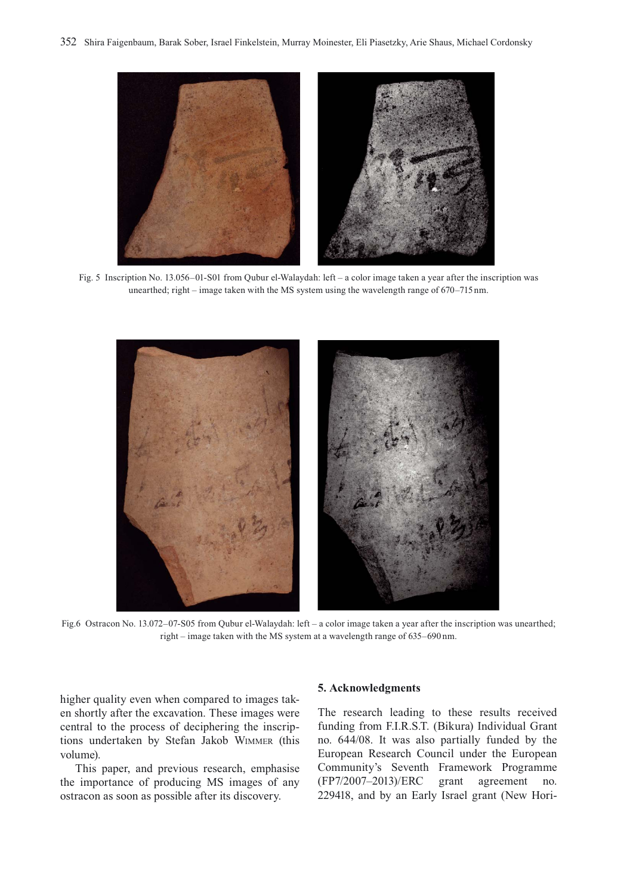Fig. 5 Inscription No. 13.056–01-S01 from Qubur el-Walaydah: left – a color image taken a year after the inscription was unearthed; right – image taken with the MS system using the wavelength range of 670–715 nm.

Fig.6 Ostracon No. 13.072–07-S05 from Qubur el-Walaydah: left – a color image taken a year after the inscription was unearthed; right – image taken with the MS system at a wavelength range of 635–690 nm.

higher quality even when compared to images taken shortly after the excavation. These images were central to the process of deciphering the inscriptions undertaken by Stefan Jakob WIMMER (this volume).

This paper, and previous research, emphasise the importance of producing MS images of any ostracon as soon as possible after its discovery.

## 5. Acknowledgments

The research leading to these results received funding from F.I.R.S.T. (Bikura) Individual Grant no. 644/08. It was also partially funded by the European Research Council under the European Community's Seventh Framework Programme (FP7/2007–2013)/ERC grant agreement no. 229418, and by an Early Israel grant (New Hori-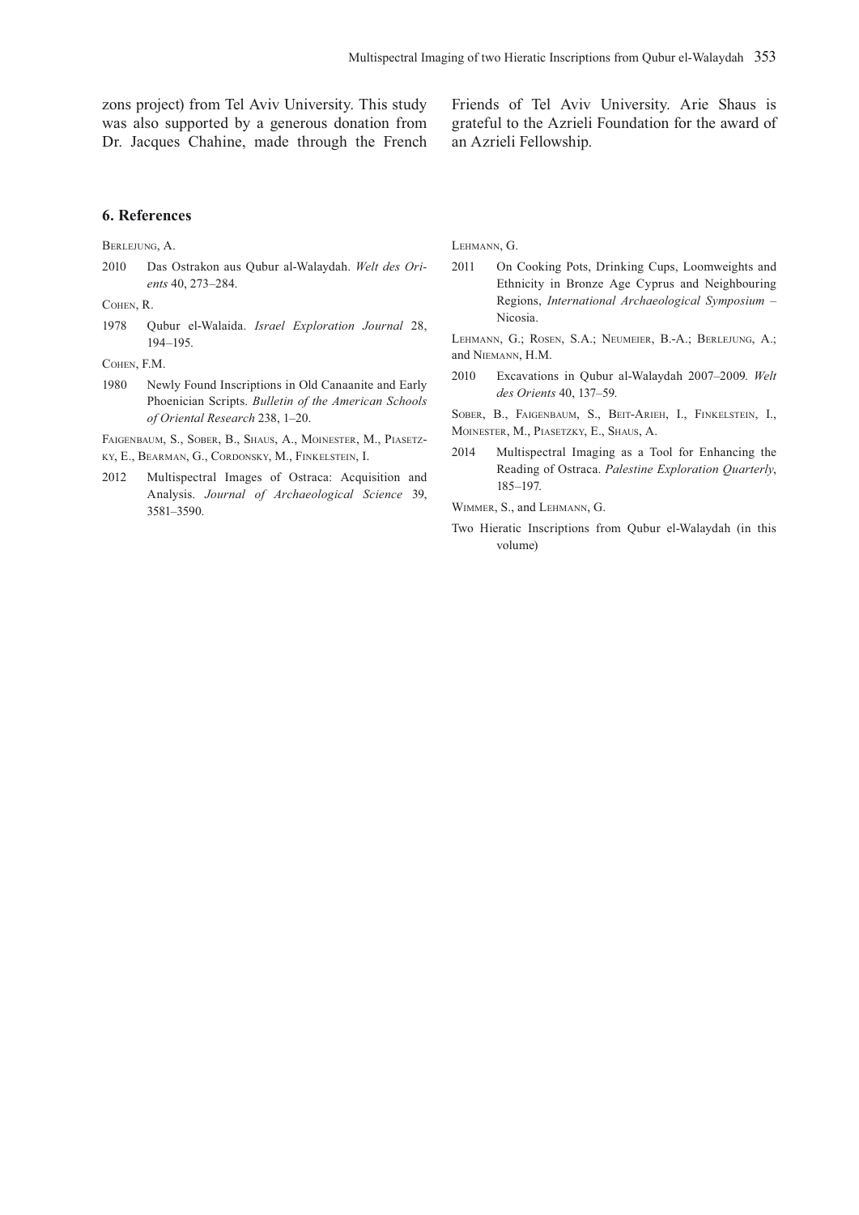zons project) from Tel Aviv University. This study was also supported by a generous donation from Dr. Jacques Chahine, made through the French Friends of Tel Aviv University. Arie Shaus is grateful to the Azrieli Foundation for the award of an Azrieli Fellowship.

## 6. References

Berlejung, A.

2010 Das Ostrakon aus Qubur al-Walaydah. *Welt des Orients* 40, 273–284.

Cohen, R.

1978 Qubur el-Walaida. *Israel Exploration Journal* 28, 194–195.

Cohen, F.M.

1980 Newly Found Inscriptions in Old Canaanite and Early Phoenician Scripts. *Bulletin of the American Schools of Oriental Research* 238, 1–20.

Faigenbaum, S., Sober, B., Shaus, A., Moinester, M., Piasetzky, E., Bearman, G., Cordonsky, M., Finkelstein, I.

2012 Multispectral Images of Ostraca: Acquisition and Analysis. *Journal of Archaeological Science* 39, 3581–3590.

Lehmann, G.

2011 On Cooking Pots, Drinking Cups, Loomweights and Ethnicity in Bronze Age Cyprus and Neighbouring Regions, *International Archaeological Symposium* – Nicosia.

Lehmann, G.; Rosen, S.A.; Neumeier, B.-A.; Berlejung, A.; and Niemann, H.M.

2010 Excavations in Qubur al-Walaydah 2007–2009. *Welt des Orients* 40, 137–59.

Sober, B., Faigenbaum, S., Beit-Arieh, I., Finkelstein, I., Moinester, M., Piasetzky, E., Shaus, A.

2014 Multispectral Imaging as a Tool for Enhancing the Reading of Ostraca. *Palestine Exploration Quarterly*, 185–197.

Wimmer, S., and Lehmann, G.

Two Hieratic Inscriptions from Qubur el-Walaydah (in this volume)